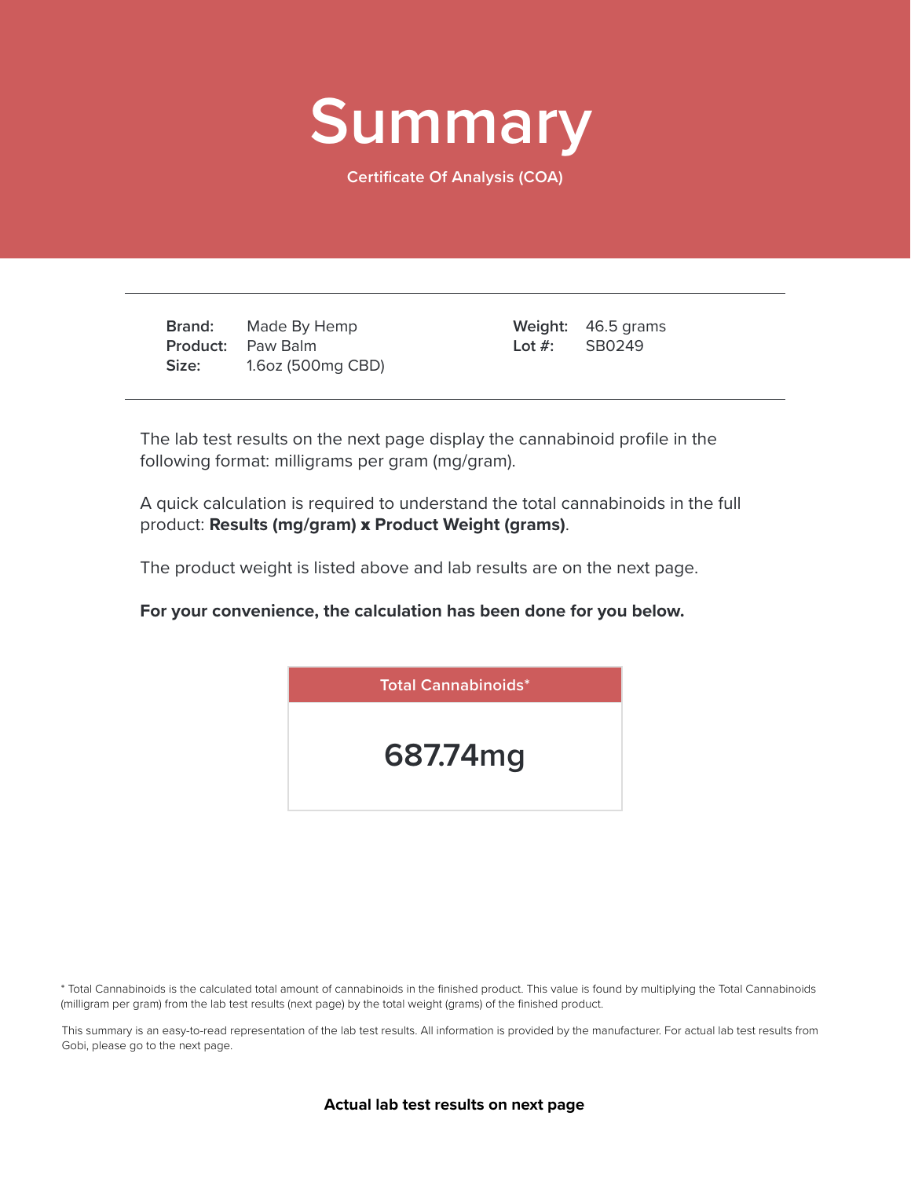# Summary

Certificate Of Analysis (COA)

---

**Brand:** Made By Hemp
**Product:** Paw Balm
**Size:** 1.6oz (500mg CBD)

**Weight:** 46.5 grams
**Lot #:** SB0249

---

The lab test results on the next page display the cannabinoid profile in the following format: milligrams per gram (mg/gram).

A quick calculation is required to understand the total cannabinoids in the full product: **Results (mg/gram) x Product Weight (grams)**.

The product weight is listed above and lab results are on the next page.

**For your convenience, the calculation has been done for you below.**

| Total Cannabinoids* |
| --- |
| **687.74mg** |

* Total Cannabinoids is the calculated total amount of cannabinoids in the finished product. This value is found by multiplying the Total Cannabinoids (milligram per gram) from the lab test results (next page) by the total weight (grams) of the finished product.

This summary is an easy-to-read representation of the lab test results. All information is provided by the manufacturer. For actual lab test results from Gobi, please go to the next page.

**Actual lab test results on next page**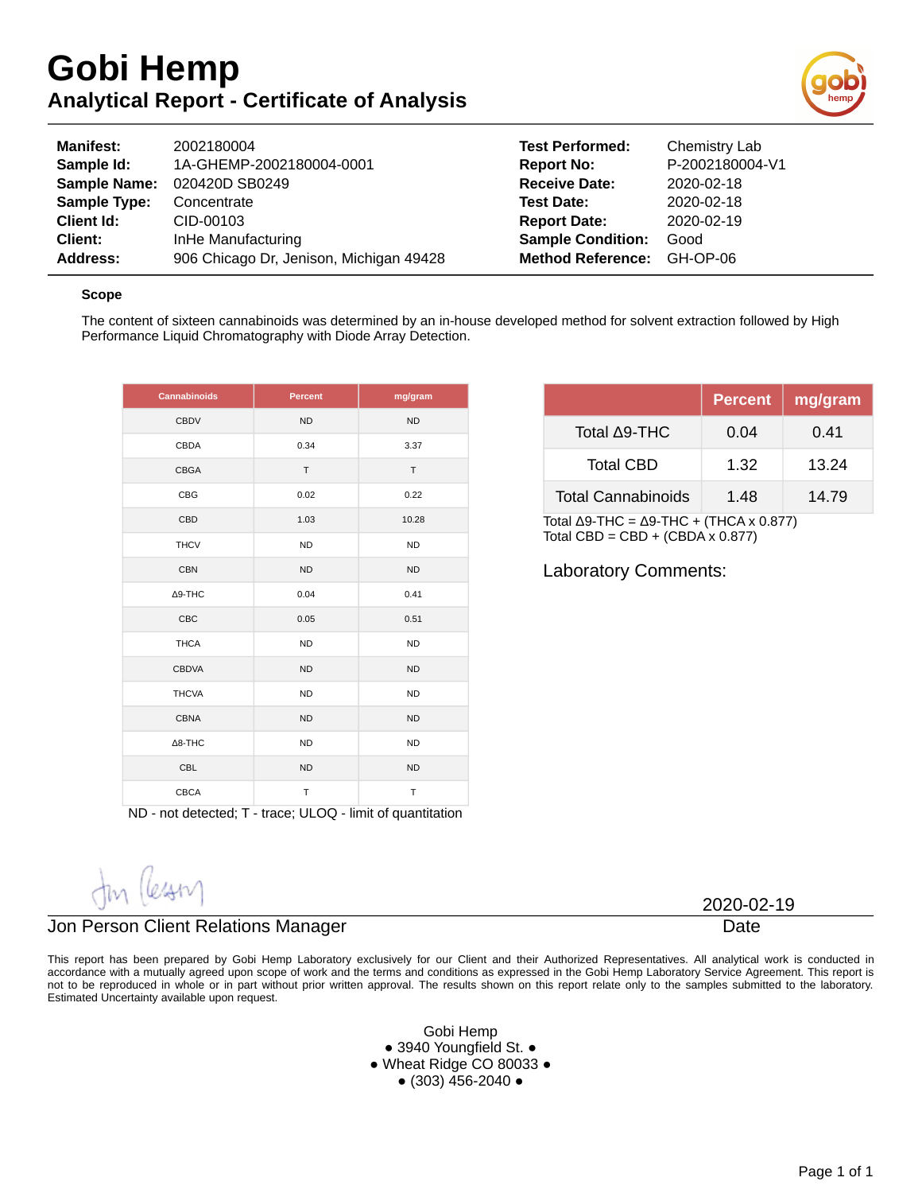# Gobi Hemp

## Analytical Report - Certificate of Analysis

| | | | |
|---|---|---|---|
| **Manifest:** | 2002180004 | **Test Performed:** | Chemistry Lab |
| **Sample Id:** | 1A-GHEMP-2002180004-0001 | **Report No:** | P-2002180004-V1 |
| **Sample Name:** | 020420D SB0249 | **Receive Date:** | 2020-02-18 |
| **Sample Type:** | Concentrate | **Test Date:** | 2020-02-18 |
| **Client Id:** | CID-00103 | **Report Date:** | 2020-02-19 |
| **Client:** | InHe Manufacturing | **Sample Condition:** | Good |
| **Address:** | 906 Chicago Dr, Jenison, Michigan 49428 | **Method Reference:** | GH-OP-06 |

**Scope**

The content of sixteen cannabinoids was determined by an in-house developed method for solvent extraction followed by High Performance Liquid Chromatography with Diode Array Detection.

| Cannabinoids | Percent | mg/gram |
|---|---|---|
| CBDV | ND | ND |
| CBDA | 0.34 | 3.37 |
| CBGA | T | T |
| CBG | 0.02 | 0.22 |
| CBD | 1.03 | 10.28 |
| THCV | ND | ND |
| CBN | ND | ND |
| Δ9-THC | 0.04 | 0.41 |
| CBC | 0.05 | 0.51 |
| THCA | ND | ND |
| CBDVA | ND | ND |
| THCVA | ND | ND |
| CBNA | ND | ND |
| Δ8-THC | ND | ND |
| CBL | ND | ND |
| CBCA | T | T |

ND - not detected; T - trace; ULOQ - limit of quantitation

| | Percent | mg/gram |
|---|---|---|
| Total Δ9-THC | 0.04 | 0.41 |
| Total CBD | 1.32 | 13.24 |
| Total Cannabinoids | 1.48 | 14.79 |

Total Δ9-THC = Δ9-THC + (THCA x 0.877)
Total CBD = CBD + (CBDA x 0.877)

Laboratory Comments:

Jon Person Client Relations Manager

2020-02-19
Date

This report has been prepared by Gobi Hemp Laboratory exclusively for our Client and their Authorized Representatives. All analytical work is conducted in accordance with a mutually agreed upon scope of work and the terms and conditions as expressed in the Gobi Hemp Laboratory Service Agreement. This report is not to be reproduced in whole or in part without prior written approval. The results shown on this report relate only to the samples submitted to the laboratory. Estimated Uncertainty available upon request.

Gobi Hemp
● 3940 Youngfield St. ●
● Wheat Ridge CO 80033 ●
● (303) 456-2040 ●